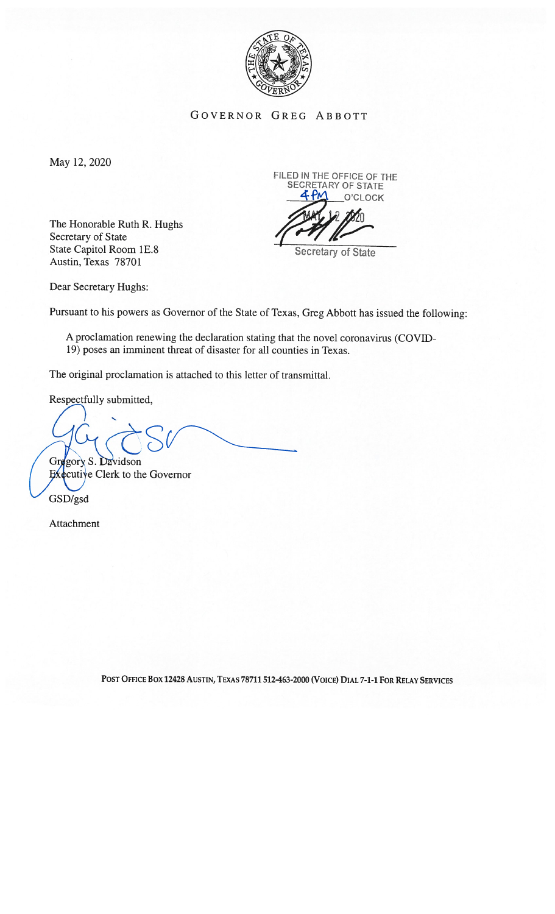# GOVERNOR GREG ABBOTT

May 12, 2020

FILED IN THE OFFICE OF THE SECRETARY OF STATE
4 PM O'CLOCK
MAY 12 2020
Secretary of State

The Honorable Ruth R. Hughs
Secretary of State
State Capitol Room 1E.8
Austin, Texas 78701

Dear Secretary Hughs:

Pursuant to his powers as Governor of the State of Texas, Greg Abbott has issued the following:

> A proclamation renewing the declaration stating that the novel coronavirus (COVID-19) poses an imminent threat of disaster for all counties in Texas.

The original proclamation is attached to this letter of transmittal.

Respectfully submitted,

Gregory S. Davidson
Executive Clerk to the Governor

GSD/gsd

Attachment

POST OFFICE BOX 12428 AUSTIN, TEXAS 78711 512-463-2000 (VOICE) DIAL 7-1-1 FOR RELAY SERVICES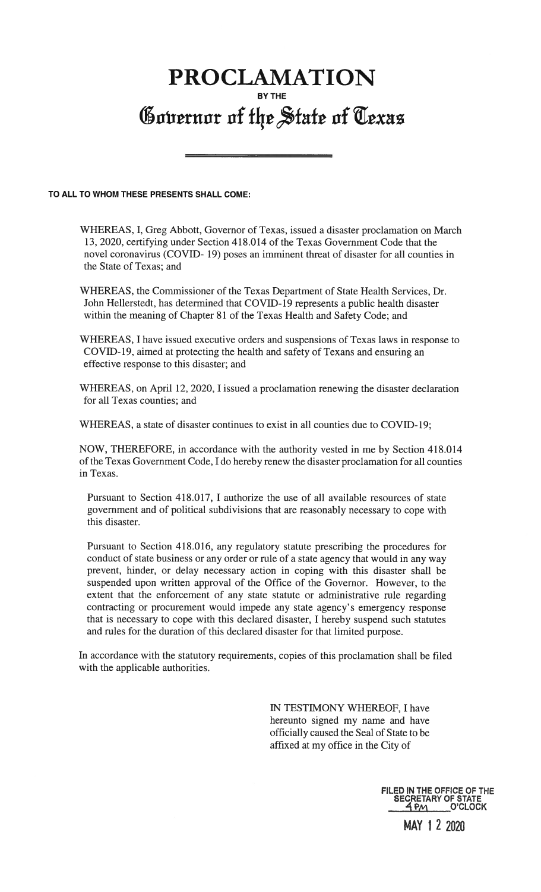# PROCLAMATION

BY THE

## Governor of the State of Texas

**TO ALL TO WHOM THESE PRESENTS SHALL COME:**

WHEREAS, I, Greg Abbott, Governor of Texas, issued a disaster proclamation on March 13, 2020, certifying under Section 418.014 of the Texas Government Code that the novel coronavirus (COVID- 19) poses an imminent threat of disaster for all counties in the State of Texas; and

WHEREAS, the Commissioner of the Texas Department of State Health Services, Dr. John Hellerstedt, has determined that COVID-19 represents a public health disaster within the meaning of Chapter 81 of the Texas Health and Safety Code; and

WHEREAS, I have issued executive orders and suspensions of Texas laws in response to COVID-19, aimed at protecting the health and safety of Texans and ensuring an effective response to this disaster; and

WHEREAS, on April 12, 2020, I issued a proclamation renewing the disaster declaration for all Texas counties; and

WHEREAS, a state of disaster continues to exist in all counties due to COVID-19;

NOW, THEREFORE, in accordance with the authority vested in me by Section 418.014 of the Texas Government Code, I do hereby renew the disaster proclamation for all counties in Texas.

Pursuant to Section 418.017, I authorize the use of all available resources of state government and of political subdivisions that are reasonably necessary to cope with this disaster.

Pursuant to Section 418.016, any regulatory statute prescribing the procedures for conduct of state business or any order or rule of a state agency that would in any way prevent, hinder, or delay necessary action in coping with this disaster shall be suspended upon written approval of the Office of the Governor. However, to the extent that the enforcement of any state statute or administrative rule regarding contracting or procurement would impede any state agency's emergency response that is necessary to cope with this declared disaster, I hereby suspend such statutes and rules for the duration of this declared disaster for that limited purpose.

In accordance with the statutory requirements, copies of this proclamation shall be filed with the applicable authorities.

IN TESTIMONY WHEREOF, I have hereunto signed my name and have officially caused the Seal of State to be affixed at my office in the City of

FILED IN THE OFFICE OF THE SECRETARY OF STATE
4 PM O'CLOCK
MAY 12 2020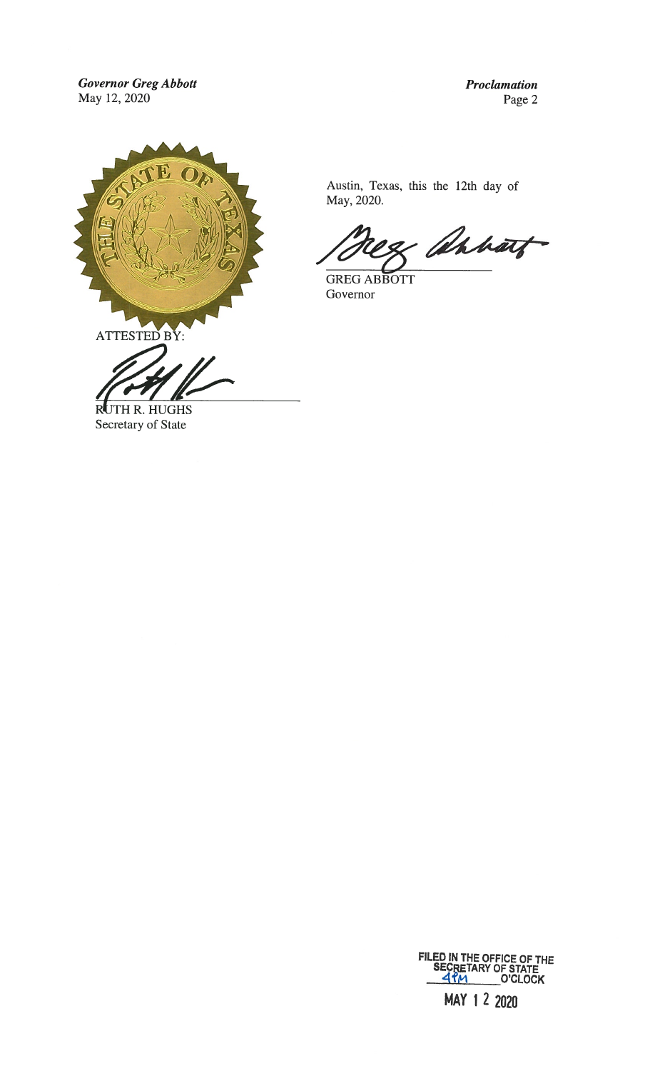Austin, Texas, this the 12th day of May, 2020.

GREG ABBOTT
Governor

ATTESTED BY:

RUTH R. HUGHS
Secretary of State

FILED IN THE OFFICE OF THE SECRETARY OF STATE
4PM O'CLOCK

MAY 12 2020